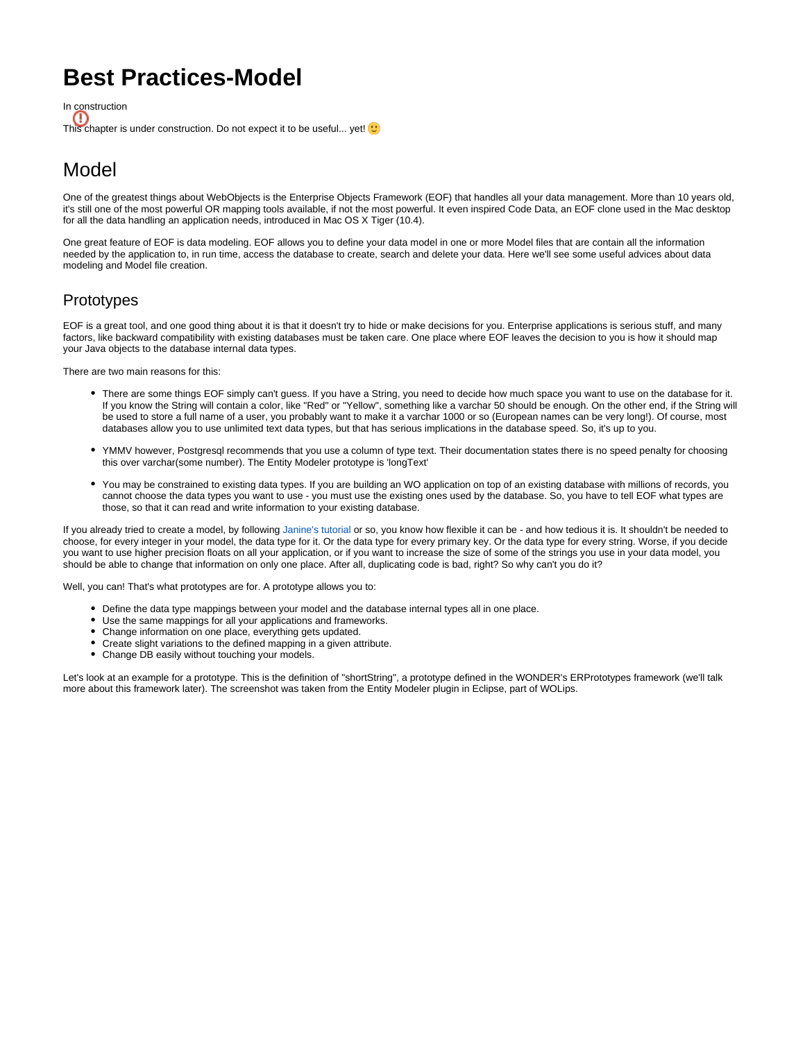# Best Practices-Model

In construction

This chapter is under construction. Do not expect it to be useful... yet! 🙂

## Model

One of the greatest things about WebObjects is the Enterprise Objects Framework (EOF) that handles all your data management. More than 10 years old, it's still one of the most powerful OR mapping tools available, if not the most powerful. It even inspired Code Data, an EOF clone used in the Mac desktop for all the data handling an application needs, introduced in Mac OS X Tiger (10.4).

One great feature of EOF is data modeling. EOF allows you to define your data model in one or more Model files that are contain all the information needed by the application to, in run time, access the database to create, search and delete your data. Here we'll see some useful advices about data modeling and Model file creation.

### Prototypes

EOF is a great tool, and one good thing about it is that it doesn't try to hide or make decisions for you. Enterprise applications is serious stuff, and many factors, like backward compatibility with existing databases must be taken care. One place where EOF leaves the decision to you is how it should map your Java objects to the database internal data types.

There are two main reasons for this:

- There are some things EOF simply can't guess. If you have a String, you need to decide how much space you want to use on the database for it. If you know the String will contain a color, like "Red" or "Yellow", something like a varchar 50 should be enough. On the other end, if the String will be used to store a full name of a user, you probably want to make it a varchar 1000 or so (European names can be very long!). Of course, most databases allow you to use unlimited text data types, but that has serious implications in the database speed. So, it's up to you.

- YMMV however, Postgresql recommends that you use a column of type text. Their documentation states there is no speed penalty for choosing this over varchar(some number). The Entity Modeler prototype is 'longText'

- You may be constrained to existing data types. If you are building an WO application on top of an existing database with millions of records, you cannot choose the data types you want to use - you must use the existing ones used by the database. So, you have to tell EOF what types are those, so that it can read and write information to your existing database.

If you already tried to create a model, by following Janine's tutorial or so, you know how flexible it can be - and how tedious it is. It shouldn't be needed to choose, for every integer in your model, the data type for it. Or the data type for every primary key. Or the data type for every string. Worse, if you decide you want to use higher precision floats on all your application, or if you want to increase the size of some of the strings you use in your data model, you should be able to change that information on only one place. After all, duplicating code is bad, right? So why can't you do it?

Well, you can! That's what prototypes are for. A prototype allows you to:

- Define the data type mappings between your model and the database internal types all in one place.
- Use the same mappings for all your applications and frameworks.
- Change information on one place, everything gets updated.
- Create slight variations to the defined mapping in a given attribute.
- Change DB easily without touching your models.

Let's look at an example for a prototype. This is the definition of "shortString", a prototype defined in the WONDER's ERPrototypes framework (we'll talk more about this framework later). The screenshot was taken from the Entity Modeler plugin in Eclipse, part of WOLips.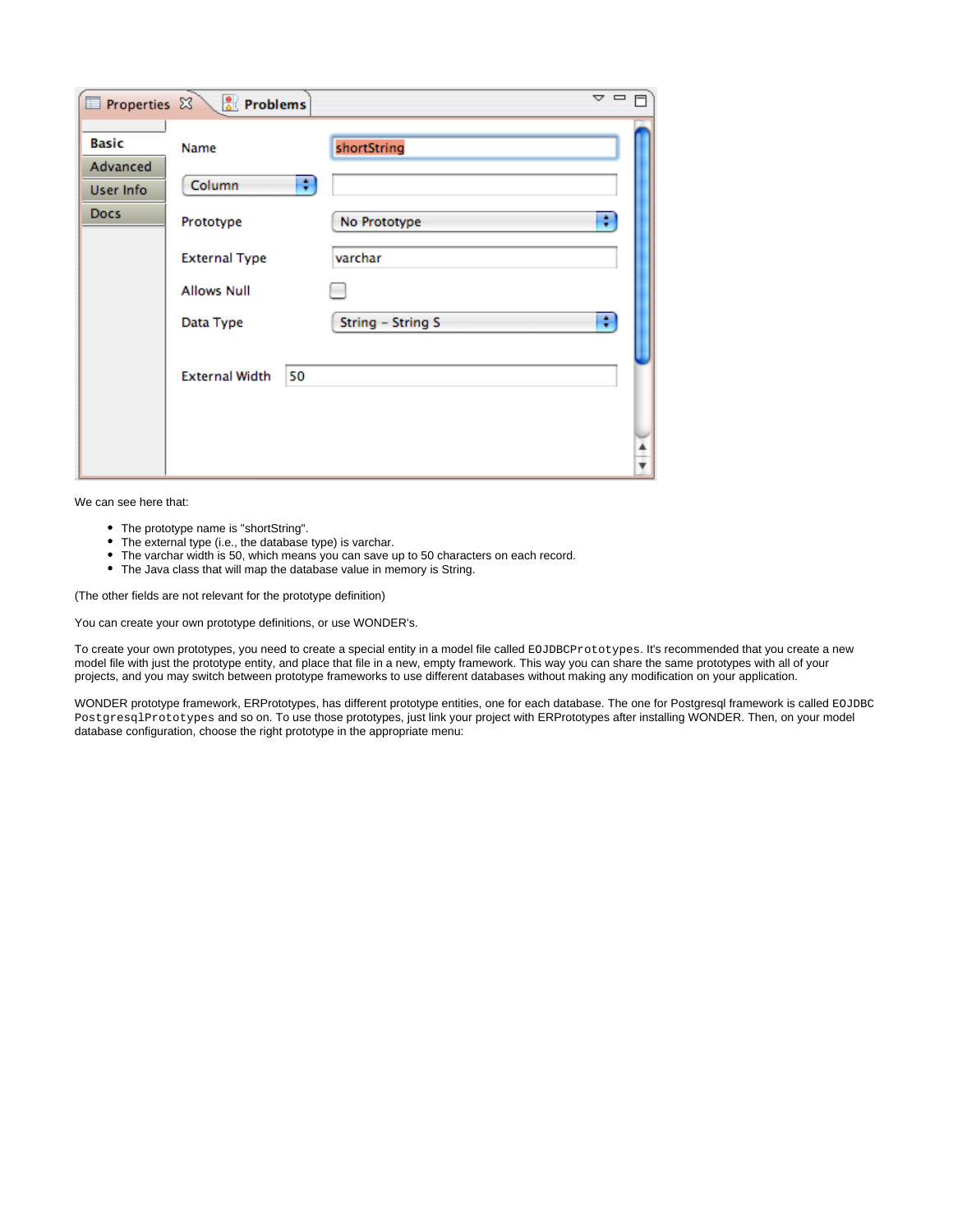We can see here that:

- The prototype name is "shortString".
- The external type (i.e., the database type) is varchar.
- The varchar width is 50, which means you can save up to 50 characters on each record.
- The Java class that will map the database value in memory is String.

(The other fields are not relevant for the prototype definition)

You can create your own prototype definitions, or use WONDER's.

To create your own prototypes, you need to create a special entity in a model file called `EOJDBCPrototypes`. It's recommended that you create a new model file with just the prototype entity, and place that file in a new, empty framework. This way you can share the same prototypes with all of your projects, and you may switch between prototype frameworks to use different databases without making any modification on your application.

WONDER prototype framework, ERPrototypes, has different prototype entities, one for each database. The one for Postgresql framework is called `EOJDBCPostgresqlPrototypes` and so on. To use those prototypes, just link your project with ERPrototypes after installing WONDER. Then, on your model database configuration, choose the right prototype in the appropriate menu: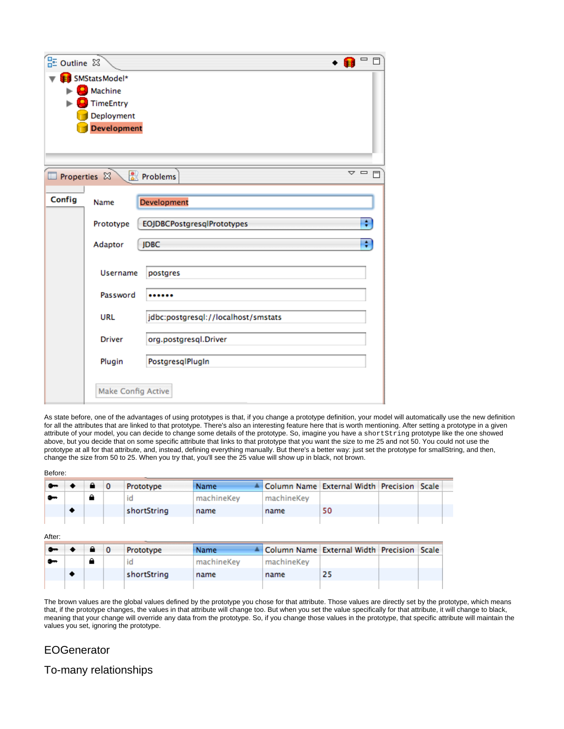Outline

SMStatsModel*
- Machine
- TimeEntry
- Deployment
- Development

Properties | Problems

Config

Name: Development

Prototype: EOJDBCPostgresqlPrototypes

Adaptor: JDBC

Username: postgres

Password: ••••••

URL: jdbc:postgresql://localhost/smstats

Driver: org.postgresql.Driver

Plugin: PostgresqlPlugIn

Make Config Active

As state before, one of the advantages of using prototypes is that, if you change a prototype definition, your model will automatically use the new definition for all the attributes that are linked to that prototype. There's also an interesting feature here that is worth mentioning. After setting a prototype in a given attribute of your model, you can decide to change some details of the prototype. So, imagine you have a `shortString` prototype like the one showed above, but you decide that on some specific attribute that links to that prototype that you want the size to me 25 and not 50. You could not use the prototype at all for that attribute, and, instead, defining everything manually. But there's a better way: just set the prototype for smallString, and then, change the size from 50 to 25. When you try that, you'll see the 25 value will show up in black, not brown.

Before:

| 🔑 | ◆ | 🔒 | 0 | Prototype | Name | Column Name | External Width | Precision | Scale |
|---|---|---|---|---|---|---|---|---|---|
| 🔑 | | 🔒 | | id | machineKey | machineKey | | | |
| | ◆ | | | shortString | name | name | 50 | | |

After:

| 🔑 | ◆ | 🔒 | 0 | Prototype | Name | Column Name | External Width | Precision | Scale |
|---|---|---|---|---|---|---|---|---|---|
| 🔑 | | 🔒 | | id | machineKey | machineKey | | | |
| | ◆ | | | shortString | name | name | 25 | | |

The brown values are the global values defined by the prototype you chose for that attribute. Those values are directly set by the prototype, which means that, if the prototype changes, the values in that attribute will change too. But when you set the value specifically for that attribute, it will change to black, meaning that your change will override any data from the prototype. So, if you change those values in the prototype, that specific attribute will maintain the values you set, ignoring the prototype.

## EOGenerator

## To-many relationships